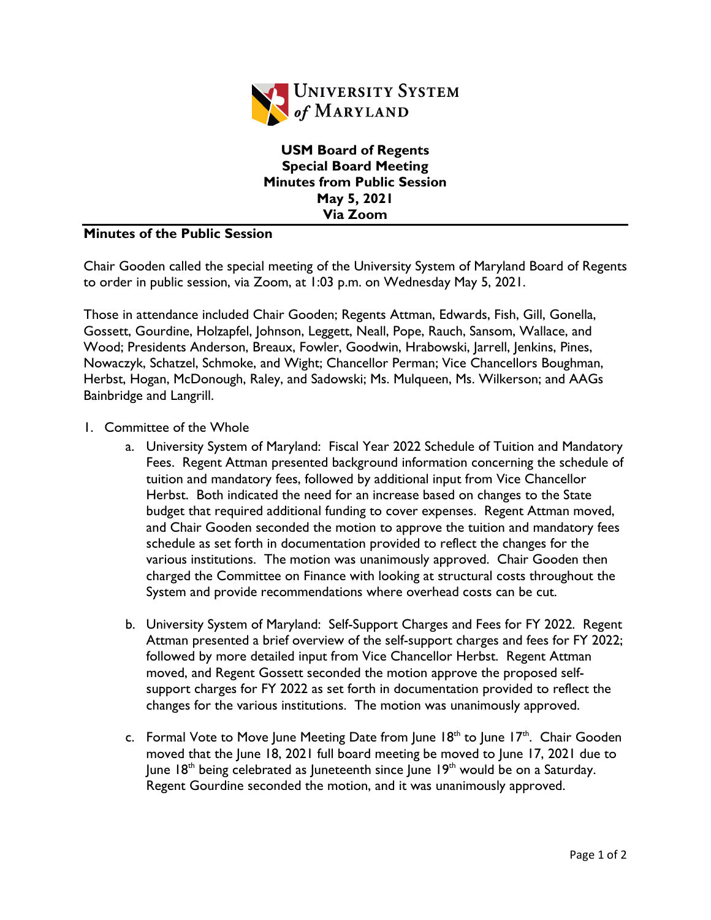# USM Board of Regents
## Special Board Meeting
## Minutes from Public Session
## May 5, 2021
## Via Zoom

**Minutes of the Public Session**

Chair Gooden called the special meeting of the University System of Maryland Board of Regents to order in public session, via Zoom, at 1:03 p.m. on Wednesday May 5, 2021.

Those in attendance included Chair Gooden; Regents Attman, Edwards, Fish, Gill, Gonella, Gossett, Gourdine, Holzapfel, Johnson, Leggett, Neall, Pope, Rauch, Sansom, Wallace, and Wood; Presidents Anderson, Breaux, Fowler, Goodwin, Hrabowski, Jarrell, Jenkins, Pines, Nowaczyk, Schatzel, Schmoke, and Wight; Chancellor Perman; Vice Chancellors Boughman, Herbst, Hogan, McDonough, Raley, and Sadowski; Ms. Mulqueen, Ms. Wilkerson; and AAGs Bainbridge and Langrill.

1. Committee of the Whole
   a. University System of Maryland: Fiscal Year 2022 Schedule of Tuition and Mandatory Fees. Regent Attman presented background information concerning the schedule of tuition and mandatory fees, followed by additional input from Vice Chancellor Herbst. Both indicated the need for an increase based on changes to the State budget that required additional funding to cover expenses. Regent Attman moved, and Chair Gooden seconded the motion to approve the tuition and mandatory fees schedule as set forth in documentation provided to reflect the changes for the various institutions. The motion was unanimously approved. Chair Gooden then charged the Committee on Finance with looking at structural costs throughout the System and provide recommendations where overhead costs can be cut.

   b. University System of Maryland: Self-Support Charges and Fees for FY 2022. Regent Attman presented a brief overview of the self-support charges and fees for FY 2022; followed by more detailed input from Vice Chancellor Herbst. Regent Attman moved, and Regent Gossett seconded the motion approve the proposed self-support charges for FY 2022 as set forth in documentation provided to reflect the changes for the various institutions. The motion was unanimously approved.

   c. Formal Vote to Move June Meeting Date from June 18th to June 17th. Chair Gooden moved that the June 18, 2021 full board meeting be moved to June 17, 2021 due to June 18th being celebrated as Juneteenth since June 19th would be on a Saturday. Regent Gourdine seconded the motion, and it was unanimously approved.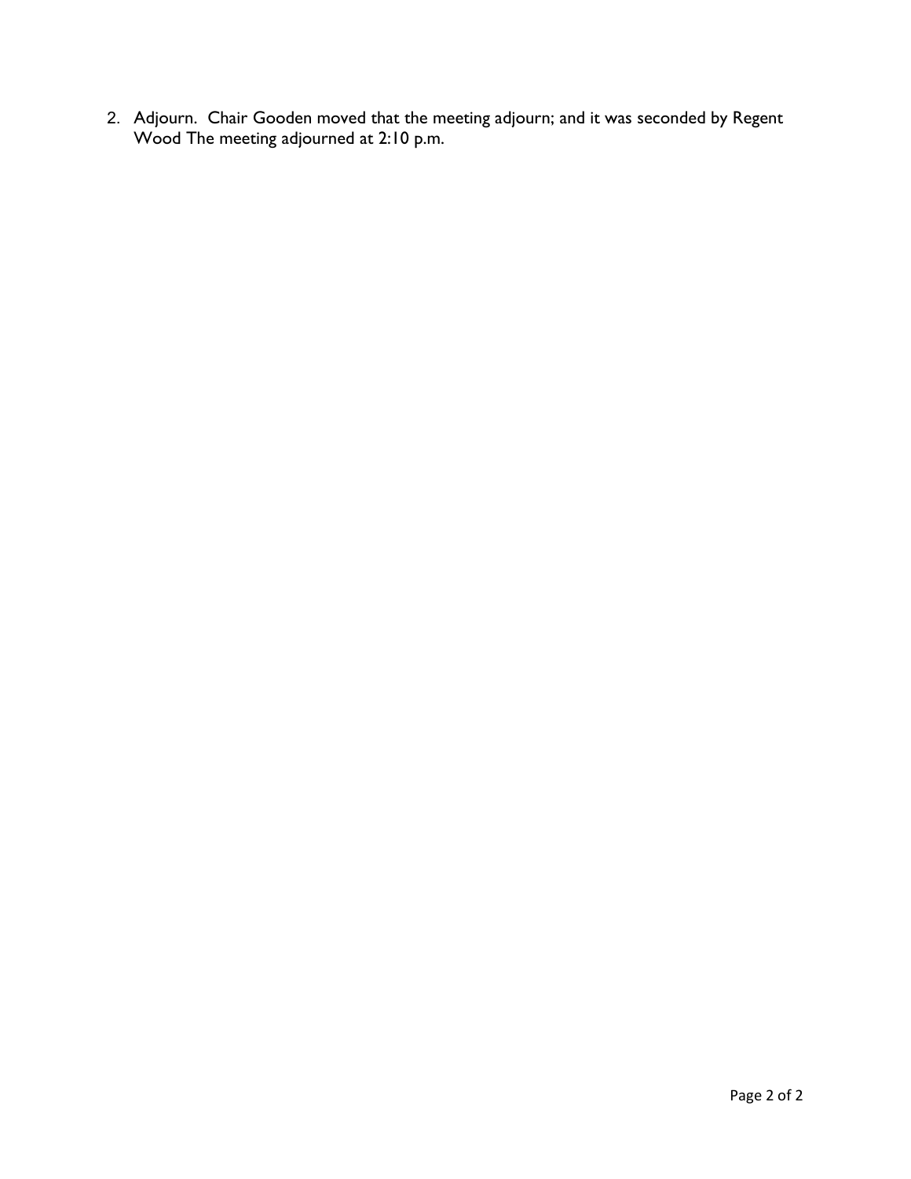2. Adjourn. Chair Gooden moved that the meeting adjourn; and it was seconded by Regent Wood The meeting adjourned at 2:10 p.m.